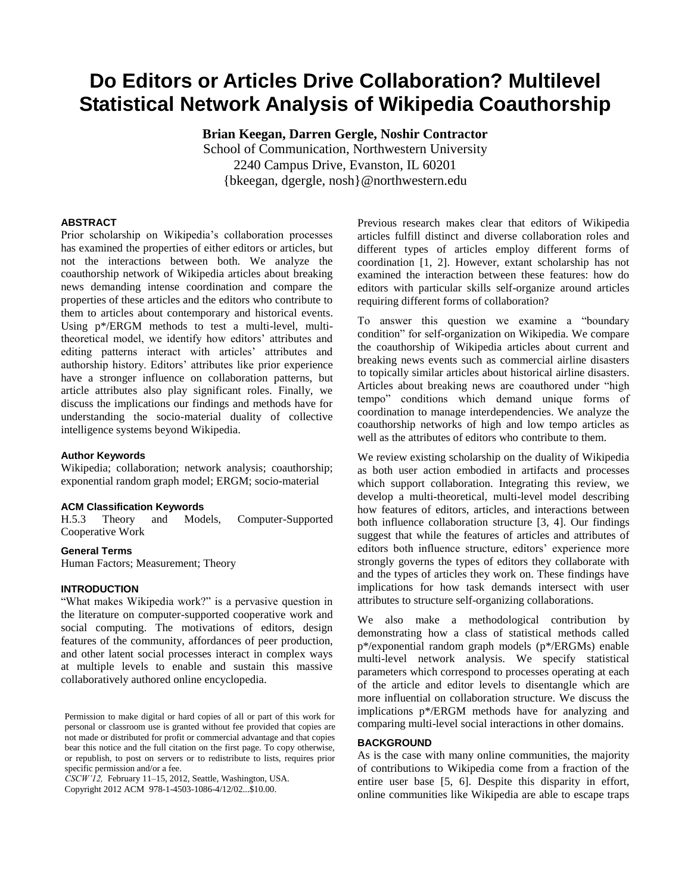# Do Editors or Articles Drive Collaboration? Multilevel Statistical Network Analysis of Wikipedia Coauthorship

**Brian Keegan, Darren Gergle, Noshir Contractor**

School of Communication, Northwestern University
2240 Campus Drive, Evanston, IL 60201
{bkeegan, dgergle, nosh}@northwestern.edu

## ABSTRACT

Prior scholarship on Wikipedia's collaboration processes has examined the properties of either editors or articles, but not the interactions between both. We analyze the coauthorship network of Wikipedia articles about breaking news demanding intense coordination and compare the properties of these articles and the editors who contribute to them to articles about contemporary and historical events. Using p*/ERGM methods to test a multi-level, multi-theoretical model, we identify how editors' attributes and editing patterns interact with articles' attributes and authorship history. Editors' attributes like prior experience have a stronger influence on collaboration patterns, but article attributes also play significant roles. Finally, we discuss the implications our findings and methods have for understanding the socio-material duality of collective intelligence systems beyond Wikipedia.

### Author Keywords

Wikipedia; collaboration; network analysis; coauthorship; exponential random graph model; ERGM; socio-material

### ACM Classification Keywords

H.5.3 Theory and Models, Computer-Supported Cooperative Work

### General Terms

Human Factors; Measurement; Theory

## INTRODUCTION

"What makes Wikipedia work?" is a pervasive question in the literature on computer-supported cooperative work and social computing. The motivations of editors, design features of the community, affordances of peer production, and other latent social processes interact in complex ways at multiple levels to enable and sustain this massive collaboratively authored online encyclopedia.

Permission to make digital or hard copies of all or part of this work for personal or classroom use is granted without fee provided that copies are not made or distributed for profit or commercial advantage and that copies bear this notice and the full citation on the first page. To copy otherwise, or republish, to post on servers or to redistribute to lists, requires prior specific permission and/or a fee.
*CSCW'12,* February 11–15, 2012, Seattle, Washington, USA.
Copyright 2012 ACM 978-1-4503-1086-4/12/02...$10.00.

Previous research makes clear that editors of Wikipedia articles fulfill distinct and diverse collaboration roles and different types of articles employ different forms of coordination [1, 2]. However, extant scholarship has not examined the interaction between these features: how do editors with particular skills self-organize around articles requiring different forms of collaboration?

To answer this question we examine a "boundary condition" for self-organization on Wikipedia. We compare the coauthorship of Wikipedia articles about current and breaking news events such as commercial airline disasters to topically similar articles about historical airline disasters. Articles about breaking news are coauthored under "high tempo" conditions which demand unique forms of coordination to manage interdependencies. We analyze the coauthorship networks of high and low tempo articles as well as the attributes of editors who contribute to them.

We review existing scholarship on the duality of Wikipedia as both user action embodied in artifacts and processes which support collaboration. Integrating this review, we develop a multi-theoretical, multi-level model describing how features of editors, articles, and interactions between both influence collaboration structure [3, 4]. Our findings suggest that while the features of articles and attributes of editors both influence structure, editors' experience more strongly governs the types of editors they collaborate with and the types of articles they work on. These findings have implications for how task demands intersect with user attributes to structure self-organizing collaborations.

We also make a methodological contribution by demonstrating how a class of statistical methods called p*/exponential random graph models (p*/ERGMs) enable multi-level network analysis. We specify statistical parameters which correspond to processes operating at each of the article and editor levels to disentangle which are more influential on collaboration structure. We discuss the implications p*/ERGM methods have for analyzing and comparing multi-level social interactions in other domains.

## BACKGROUND

As is the case with many online communities, the majority of contributions to Wikipedia come from a fraction of the entire user base [5, 6]. Despite this disparity in effort, online communities like Wikipedia are able to escape traps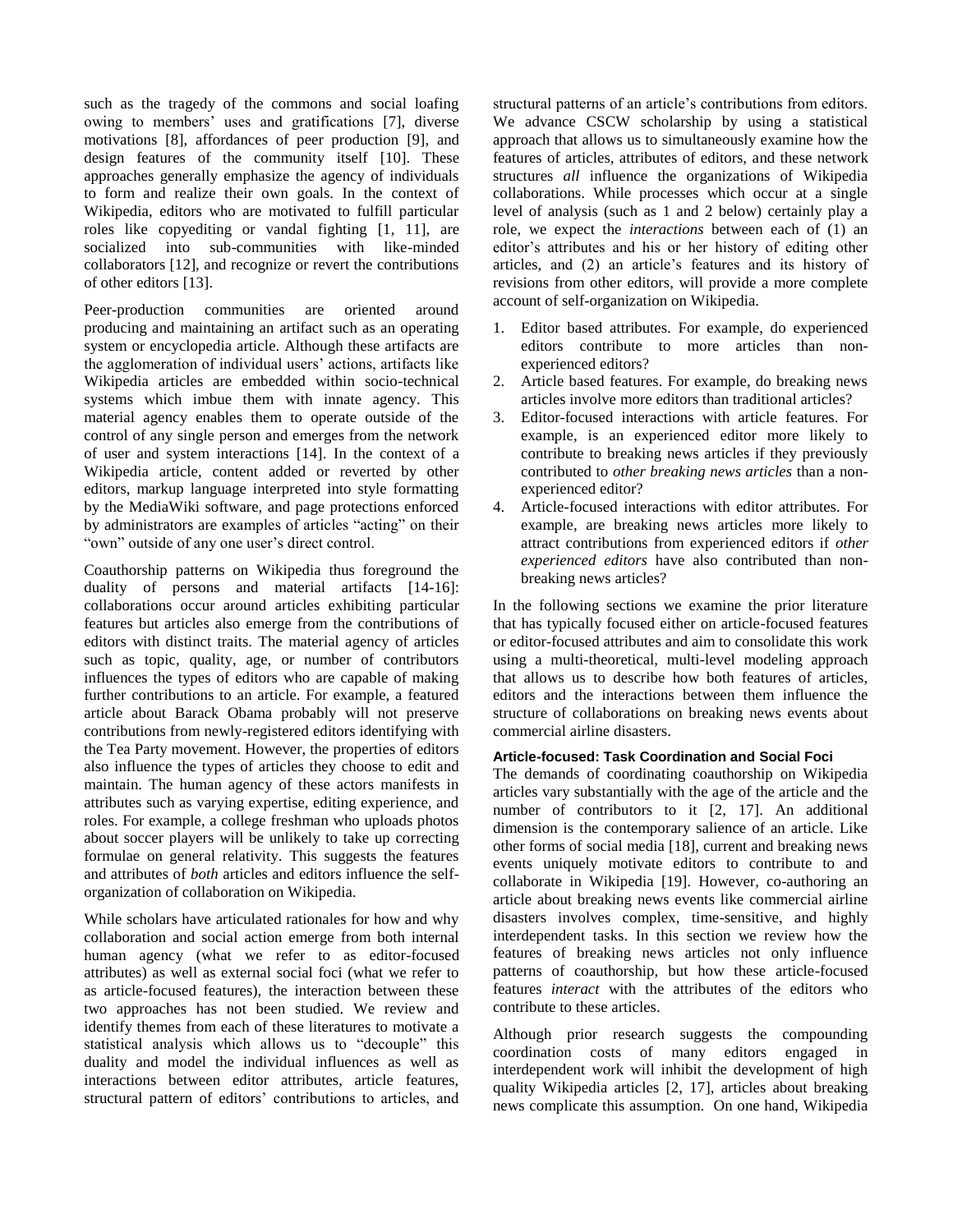such as the tragedy of the commons and social loafing owing to members' uses and gratifications [7], diverse motivations [8], affordances of peer production [9], and design features of the community itself [10]. These approaches generally emphasize the agency of individuals to form and realize their own goals. In the context of Wikipedia, editors who are motivated to fulfill particular roles like copyediting or vandal fighting [1, 11], are socialized into sub-communities with like-minded collaborators [12], and recognize or revert the contributions of other editors [13].

Peer-production communities are oriented around producing and maintaining an artifact such as an operating system or encyclopedia article. Although these artifacts are the agglomeration of individual users' actions, artifacts like Wikipedia articles are embedded within socio-technical systems which imbue them with innate agency. This material agency enables them to operate outside of the control of any single person and emerges from the network of user and system interactions [14]. In the context of a Wikipedia article, content added or reverted by other editors, markup language interpreted into style formatting by the MediaWiki software, and page protections enforced by administrators are examples of articles "acting" on their "own" outside of any one user's direct control.

Coauthorship patterns on Wikipedia thus foreground the duality of persons and material artifacts [14-16]: collaborations occur around articles exhibiting particular features but articles also emerge from the contributions of editors with distinct traits. The material agency of articles such as topic, quality, age, or number of contributors influences the types of editors who are capable of making further contributions to an article. For example, a featured article about Barack Obama probably will not preserve contributions from newly-registered editors identifying with the Tea Party movement. However, the properties of editors also influence the types of articles they choose to edit and maintain. The human agency of these actors manifests in attributes such as varying expertise, editing experience, and roles. For example, a college freshman who uploads photos about soccer players will be unlikely to take up correcting formulae on general relativity. This suggests the features and attributes of *both* articles and editors influence the self-organization of collaboration on Wikipedia.

While scholars have articulated rationales for how and why collaboration and social action emerge from both internal human agency (what we refer to as editor-focused attributes) as well as external social foci (what we refer to as article-focused features), the interaction between these two approaches has not been studied. We review and identify themes from each of these literatures to motivate a statistical analysis which allows us to "decouple" this duality and model the individual influences as well as interactions between editor attributes, article features, structural pattern of editors' contributions to articles, and structural patterns of an article's contributions from editors. We advance CSCW scholarship by using a statistical approach that allows us to simultaneously examine how the features of articles, attributes of editors, and these network structures *all* influence the organizations of Wikipedia collaborations. While processes which occur at a single level of analysis (such as 1 and 2 below) certainly play a role, we expect the *interactions* between each of (1) an editor's attributes and his or her history of editing other articles, and (2) an article's features and its history of revisions from other editors, will provide a more complete account of self-organization on Wikipedia.

1. Editor based attributes. For example, do experienced editors contribute to more articles than non-experienced editors?
2. Article based features. For example, do breaking news articles involve more editors than traditional articles?
3. Editor-focused interactions with article features. For example, is an experienced editor more likely to contribute to breaking news articles if they previously contributed to *other breaking news articles* than a non-experienced editor?
4. Article-focused interactions with editor attributes. For example, are breaking news articles more likely to attract contributions from experienced editors if *other experienced editors* have also contributed than non-breaking news articles?

In the following sections we examine the prior literature that has typically focused either on article-focused features or editor-focused attributes and aim to consolidate this work using a multi-theoretical, multi-level modeling approach that allows us to describe how both features of articles, editors and the interactions between them influence the structure of collaborations on breaking news events about commercial airline disasters.

### Article-focused: Task Coordination and Social Foci

The demands of coordinating coauthorship on Wikipedia articles vary substantially with the age of the article and the number of contributors to it [2, 17]. An additional dimension is the contemporary salience of an article. Like other forms of social media [18], current and breaking news events uniquely motivate editors to contribute to and collaborate in Wikipedia [19]. However, co-authoring an article about breaking news events like commercial airline disasters involves complex, time-sensitive, and highly interdependent tasks. In this section we review how the features of breaking news articles not only influence patterns of coauthorship, but how these article-focused features *interact* with the attributes of the editors who contribute to these articles.

Although prior research suggests the compounding coordination costs of many editors engaged in interdependent work will inhibit the development of high quality Wikipedia articles [2, 17], articles about breaking news complicate this assumption. On one hand, Wikipedia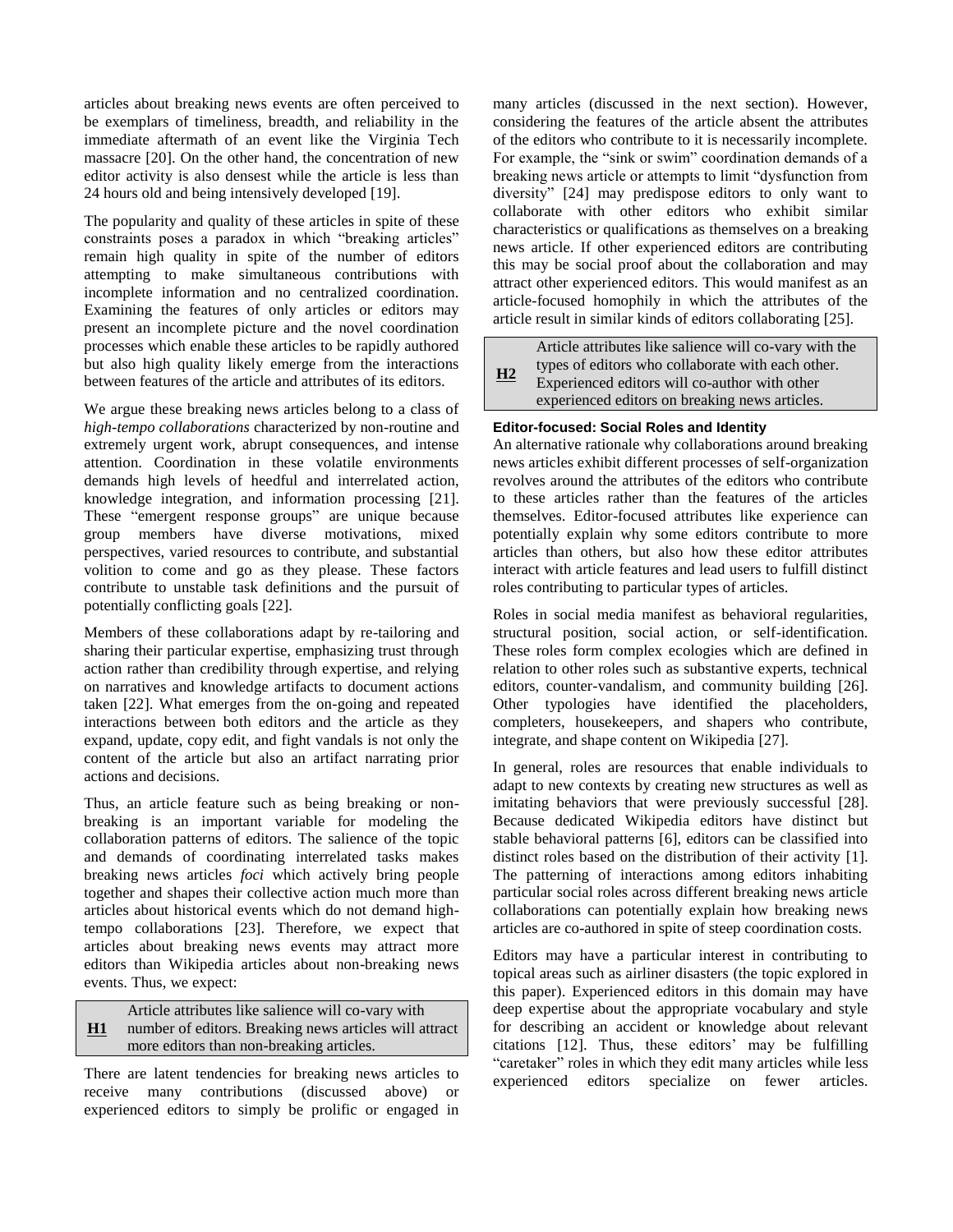articles about breaking news events are often perceived to be exemplars of timeliness, breadth, and reliability in the immediate aftermath of an event like the Virginia Tech massacre [20]. On the other hand, the concentration of new editor activity is also densest while the article is less than 24 hours old and being intensively developed [19].

The popularity and quality of these articles in spite of these constraints poses a paradox in which "breaking articles" remain high quality in spite of the number of editors attempting to make simultaneous contributions with incomplete information and no centralized coordination. Examining the features of only articles or editors may present an incomplete picture and the novel coordination processes which enable these articles to be rapidly authored but also high quality likely emerge from the interactions between features of the article and attributes of its editors.

We argue these breaking news articles belong to a class of *high-tempo collaborations* characterized by non-routine and extremely urgent work, abrupt consequences, and intense attention. Coordination in these volatile environments demands high levels of heedful and interrelated action, knowledge integration, and information processing [21]. These "emergent response groups" are unique because group members have diverse motivations, mixed perspectives, varied resources to contribute, and substantial volition to come and go as they please. These factors contribute to unstable task definitions and the pursuit of potentially conflicting goals [22].

Members of these collaborations adapt by re-tailoring and sharing their particular expertise, emphasizing trust through action rather than credibility through expertise, and relying on narratives and knowledge artifacts to document actions taken [22]. What emerges from the on-going and repeated interactions between both editors and the article as they expand, update, copy edit, and fight vandals is not only the content of the article but also an artifact narrating prior actions and decisions.

Thus, an article feature such as being breaking or non-breaking is an important variable for modeling the collaboration patterns of editors. The salience of the topic and demands of coordinating interrelated tasks makes breaking news articles *foci* which actively bring people together and shapes their collective action much more than articles about historical events which do not demand high-tempo collaborations [23]. Therefore, we expect that articles about breaking news events may attract more editors than Wikipedia articles about non-breaking news events. Thus, we expect:

| **H1** | Article attributes like salience will co-vary with number of editors. Breaking news articles will attract more editors than non-breaking articles. |
|---|---|

There are latent tendencies for breaking news articles to receive many contributions (discussed above) or experienced editors to simply be prolific or engaged in many articles (discussed in the next section). However, considering the features of the article absent the attributes of the editors who contribute to it is necessarily incomplete. For example, the "sink or swim" coordination demands of a breaking news article or attempts to limit "dysfunction from diversity" [24] may predispose editors to only want to collaborate with other editors who exhibit similar characteristics or qualifications as themselves on a breaking news article. If other experienced editors are contributing this may be social proof about the collaboration and may attract other experienced editors. This would manifest as an article-focused homophily in which the attributes of the article result in similar kinds of editors collaborating [25].

| **H2** | Article attributes like salience will co-vary with the types of editors who collaborate with each other. Experienced editors will co-author with other experienced editors on breaking news articles. |
|---|---|

#### Editor-focused: Social Roles and Identity

An alternative rationale why collaborations around breaking news articles exhibit different processes of self-organization revolves around the attributes of the editors who contribute to these articles rather than the features of the articles themselves. Editor-focused attributes like experience can potentially explain why some editors contribute to more articles than others, but also how these editor attributes interact with article features and lead users to fulfill distinct roles contributing to particular types of articles.

Roles in social media manifest as behavioral regularities, structural position, social action, or self-identification. These roles form complex ecologies which are defined in relation to other roles such as substantive experts, technical editors, counter-vandalism, and community building [26]. Other typologies have identified the placeholders, completers, housekeepers, and shapers who contribute, integrate, and shape content on Wikipedia [27].

In general, roles are resources that enable individuals to adapt to new contexts by creating new structures as well as imitating behaviors that were previously successful [28]. Because dedicated Wikipedia editors have distinct but stable behavioral patterns [6], editors can be classified into distinct roles based on the distribution of their activity [1]. The patterning of interactions among editors inhabiting particular social roles across different breaking news article collaborations can potentially explain how breaking news articles are co-authored in spite of steep coordination costs.

Editors may have a particular interest in contributing to topical areas such as airliner disasters (the topic explored in this paper). Experienced editors in this domain may have deep expertise about the appropriate vocabulary and style for describing an accident or knowledge about relevant citations [12]. Thus, these editors' may be fulfilling "caretaker" roles in which they edit many articles while less experienced editors specialize on fewer articles.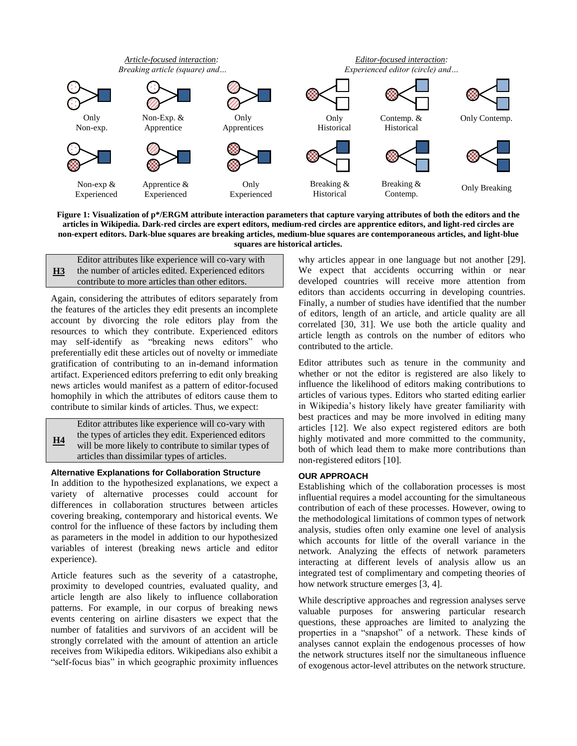*Article-focused interaction:*
*Breaking article (square) and…*

Only Non-exp. | Non-Exp. & Apprentice | Only Apprentices | Non-exp & Experienced | Apprentice & Experienced | Only Experienced

*Editor-focused interaction:*
*Experienced editor (circle) and…*

Only Historical | Contemp. & Historical | Only Contemp. | Breaking & Historical | Breaking & Contemp. | Only Breaking

**Figure 1: Visualization of p*/ERGM attribute interaction parameters that capture varying attributes of both the editors and the articles in Wikipedia. Dark-red circles are expert editors, medium-red circles are apprentice editors, and light-red circles are non-expert editors. Dark-blue squares are breaking articles, medium-blue squares are contemporaneous articles, and light-blue squares are historical articles.**

> **H3** Editor attributes like experience will co-vary with the number of articles edited. Experienced editors contribute to more articles than other editors.

Again, considering the attributes of editors separately from the features of the articles they edit presents an incomplete account by divorcing the role editors play from the resources to which they contribute. Experienced editors may self-identify as "breaking news editors" who preferentially edit these articles out of novelty or immediate gratification of contributing to an in-demand information artifact. Experienced editors preferring to edit only breaking news articles would manifest as a pattern of editor-focused homophily in which the attributes of editors cause them to contribute to similar kinds of articles. Thus, we expect:

> **H4** Editor attributes like experience will co-vary with the types of articles they edit. Experienced editors will be more likely to contribute to similar types of articles than dissimilar types of articles.

### Alternative Explanations for Collaboration Structure

In addition to the hypothesized explanations, we expect a variety of alternative processes could account for differences in collaboration structures between articles covering breaking, contemporary and historical events. We control for the influence of these factors by including them as parameters in the model in addition to our hypothesized variables of interest (breaking news article and editor experience).

Article features such as the severity of a catastrophe, proximity to developed countries, evaluated quality, and article length are also likely to influence collaboration patterns. For example, in our corpus of breaking news events centering on airline disasters we expect that the number of fatalities and survivors of an accident will be strongly correlated with the amount of attention an article receives from Wikipedia editors. Wikipedians also exhibit a "self-focus bias" in which geographic proximity influences why articles appear in one language but not another [29]. We expect that accidents occurring within or near developed countries will receive more attention from editors than accidents occurring in developing countries. Finally, a number of studies have identified that the number of editors, length of an article, and article quality are all correlated [30, 31]. We use both the article quality and article length as controls on the number of editors who contributed to the article.

Editor attributes such as tenure in the community and whether or not the editor is registered are also likely to influence the likelihood of editors making contributions to articles of various types. Editors who started editing earlier in Wikipedia's history likely have greater familiarity with best practices and may be more involved in editing many articles [12]. We also expect registered editors are both highly motivated and more committed to the community, both of which lead them to make more contributions than non-registered editors [10].

## OUR APPROACH

Establishing which of the collaboration processes is most influential requires a model accounting for the simultaneous contribution of each of these processes. However, owing to the methodological limitations of common types of network analysis, studies often only examine one level of analysis which accounts for little of the overall variance in the network. Analyzing the effects of network parameters interacting at different levels of analysis allow us an integrated test of complimentary and competing theories of how network structure emerges [3, 4].

While descriptive approaches and regression analyses serve valuable purposes for answering particular research questions, these approaches are limited to analyzing the properties in a "snapshot" of a network. These kinds of analyses cannot explain the endogenous processes of how the network structures itself nor the simultaneous influence of exogenous actor-level attributes on the network structure.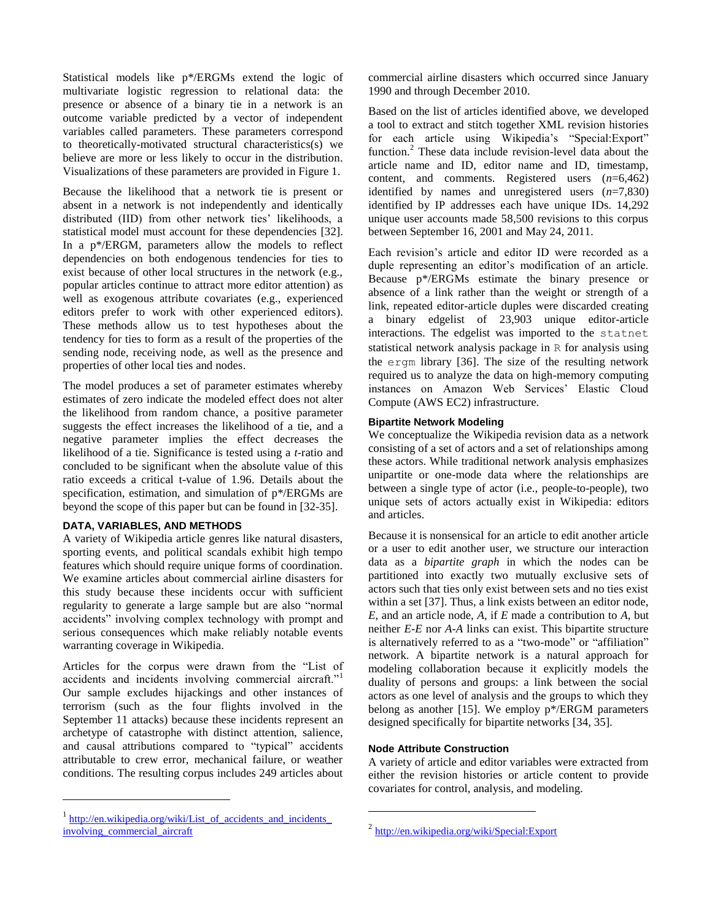Statistical models like p*/ERGMs extend the logic of multivariate logistic regression to relational data: the presence or absence of a binary tie in a network is an outcome variable predicted by a vector of independent variables called parameters. These parameters correspond to theoretically-motivated structural characteristics(s) we believe are more or less likely to occur in the distribution. Visualizations of these parameters are provided in Figure 1.

Because the likelihood that a network tie is present or absent in a network is not independently and identically distributed (IID) from other network ties' likelihoods, a statistical model must account for these dependencies [32]. In a p*/ERGM, parameters allow the models to reflect dependencies on both endogenous tendencies for ties to exist because of other local structures in the network (e.g., popular articles continue to attract more editor attention) as well as exogenous attribute covariates (e.g., experienced editors prefer to work with other experienced editors). These methods allow us to test hypotheses about the tendency for ties to form as a result of the properties of the sending node, receiving node, as well as the presence and properties of other local ties and nodes.

The model produces a set of parameter estimates whereby estimates of zero indicate the modeled effect does not alter the likelihood from random chance, a positive parameter suggests the effect increases the likelihood of a tie, and a negative parameter implies the effect decreases the likelihood of a tie. Significance is tested using a *t*-ratio and concluded to be significant when the absolute value of this ratio exceeds a critical t-value of 1.96. Details about the specification, estimation, and simulation of p*/ERGMs are beyond the scope of this paper but can be found in [32-35].

## DATA, VARIABLES, AND METHODS

A variety of Wikipedia article genres like natural disasters, sporting events, and political scandals exhibit high tempo features which should require unique forms of coordination. We examine articles about commercial airline disasters for this study because these incidents occur with sufficient regularity to generate a large sample but are also "normal accidents" involving complex technology with prompt and serious consequences which make reliably notable events warranting coverage in Wikipedia.

Articles for the corpus were drawn from the "List of accidents and incidents involving commercial aircraft."[1] Our sample excludes hijackings and other instances of terrorism (such as the four flights involved in the September 11 attacks) because these incidents represent an archetype of catastrophe with distinct attention, salience, and causal attributions compared to "typical" accidents attributable to crew error, mechanical failure, or weather conditions. The resulting corpus includes 249 articles about commercial airline disasters which occurred since January 1990 and through December 2010.

Based on the list of articles identified above, we developed a tool to extract and stitch together XML revision histories for each article using Wikipedia's "Special:Export" function.[2] These data include revision-level data about the article name and ID, editor name and ID, timestamp, content, and comments. Registered users ($n$=6,462) identified by names and unregistered users ($n$=7,830) identified by IP addresses each have unique IDs. 14,292 unique user accounts made 58,500 revisions to this corpus between September 16, 2001 and May 24, 2011.

Each revision's article and editor ID were recorded as a duple representing an editor's modification of an article. Because p*/ERGMs estimate the binary presence or absence of a link rather than the weight or strength of a link, repeated editor-article duples were discarded creating a binary edgelist of 23,903 unique editor-article interactions. The edgelist was imported to the `statnet` statistical network analysis package in `R` for analysis using the `ergm` library [36]. The size of the resulting network required us to analyze the data on high-memory computing instances on Amazon Web Services' Elastic Cloud Compute (AWS EC2) infrastructure.

### Bipartite Network Modeling

We conceptualize the Wikipedia revision data as a network consisting of a set of actors and a set of relationships among these actors. While traditional network analysis emphasizes unipartite or one-mode data where the relationships are between a single type of actor (i.e., people-to-people), two unique sets of actors actually exist in Wikipedia: editors and articles.

Because it is nonsensical for an article to edit another article or a user to edit another user, we structure our interaction data as a *bipartite graph* in which the nodes can be partitioned into exactly two mutually exclusive sets of actors such that ties only exist between sets and no ties exist within a set [37]. Thus, a link exists between an editor node, *E*, and an article node, *A*, if *E* made a contribution to *A*, but neither *E-E* nor *A-A* links can exist. This bipartite structure is alternatively referred to as a "two-mode" or "affiliation" network. A bipartite network is a natural approach for modeling collaboration because it explicitly models the duality of persons and groups: a link between the social actors as one level of analysis and the groups to which they belong as another [15]. We employ p*/ERGM parameters designed specifically for bipartite networks [34, 35].

### Node Attribute Construction

A variety of article and editor variables were extracted from either the revision histories or article content to provide covariates for control, analysis, and modeling.

---

[1] http://en.wikipedia.org/wiki/List_of_accidents_and_incidents_involving_commercial_aircraft

[2] http://en.wikipedia.org/wiki/Special:Export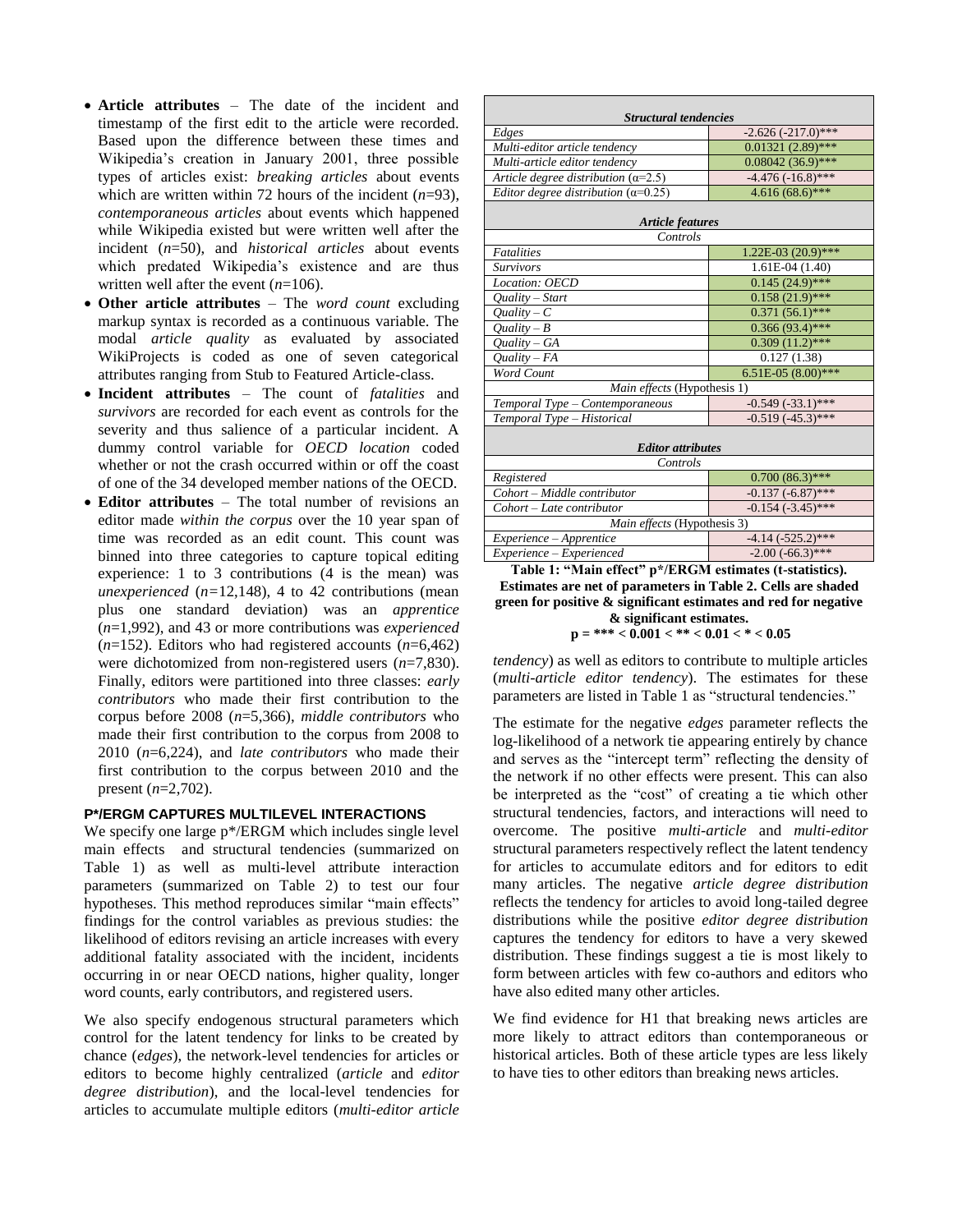- **Article attributes** – The date of the incident and timestamp of the first edit to the article were recorded. Based upon the difference between these times and Wikipedia's creation in January 2001, three possible types of articles exist: *breaking articles* about events which are written within 72 hours of the incident (*n*=93), *contemporaneous articles* about events which happened while Wikipedia existed but were written well after the incident (*n*=50), and *historical articles* about events which predated Wikipedia's existence and are thus written well after the event (*n*=106).
- **Other article attributes** – The *word count* excluding markup syntax is recorded as a continuous variable. The modal *article quality* as evaluated by associated WikiProjects is coded as one of seven categorical attributes ranging from Stub to Featured Article-class.
- **Incident attributes** – The count of *fatalities* and *survivors* are recorded for each event as controls for the severity and thus salience of a particular incident. A dummy control variable for *OECD location* coded whether or not the crash occurred within or off the coast of one of the 34 developed member nations of the OECD.
- **Editor attributes** – The total number of revisions an editor made *within the corpus* over the 10 year span of time was recorded as an edit count. This count was binned into three categories to capture topical editing experience: 1 to 3 contributions (4 is the mean) was *unexperienced* (*n*=12,148), 4 to 42 contributions (mean plus one standard deviation) was an *apprentice* (*n*=1,992), and 43 or more contributions was *experienced* (*n*=152). Editors who had registered accounts (*n*=6,462) were dichotomized from non-registered users (*n*=7,830). Finally, editors were partitioned into three classes: *early contributors* who made their first contribution to the corpus before 2008 (*n*=5,366), *middle contributors* who made their first contribution to the corpus from 2008 to 2010 (*n*=6,224), and *late contributors* who made their first contribution to the corpus between 2010 and the present (*n*=2,702).

### P*/ERGM CAPTURES MULTILEVEL INTERACTIONS

We specify one large p*/ERGM which includes single level main effects and structural tendencies (summarized on Table 1) as well as multi-level attribute interaction parameters (summarized on Table 2) to test our four hypotheses. This method reproduces similar "main effects" findings for the control variables as previous studies: the likelihood of editors revising an article increases with every additional fatality associated with the incident, incidents occurring in or near OECD nations, higher quality, longer word counts, early contributors, and registered users.

We also specify endogenous structural parameters which control for the latent tendency for links to be created by chance (*edges*), the network-level tendencies for articles or editors to become highly centralized (*article* and *editor degree distribution*), and the local-level tendencies for articles to accumulate multiple editors (*multi-editor article tendency*) as well as editors to contribute to multiple articles (*multi-article editor tendency*). The estimates for these parameters are listed in Table 1 as "structural tendencies."

| | |
|---|---|
| ***Structural tendencies*** | |
| *Edges* | -2.626 (-217.0)*** |
| *Multi-editor article tendency* | 0.01321 (2.89)*** |
| *Multi-article editor tendency* | 0.08042 (36.9)*** |
| *Article degree distribution* ($\alpha$=2.5) | -4.476 (-16.8)*** |
| *Editor degree distribution* ($\alpha$=0.25) | 4.616 (68.6)*** |
| ***Article features*** | |
| *Controls* | |
| *Fatalities* | 1.22E-03 (20.9)*** |
| *Survivors* | 1.61E-04 (1.40) |
| *Location: OECD* | 0.145 (24.9)*** |
| *Quality – Start* | 0.158 (21.9)*** |
| *Quality – C* | 0.371 (56.1)*** |
| *Quality – B* | 0.366 (93.4)*** |
| *Quality – GA* | 0.309 (11.2)*** |
| *Quality – FA* | 0.127 (1.38) |
| *Word Count* | 6.51E-05 (8.00)*** |
| *Main effects* (Hypothesis 1) | |
| *Temporal Type – Contemporaneous* | -0.549 (-33.1)*** |
| *Temporal Type – Historical* | -0.519 (-45.3)*** |
| ***Editor attributes*** | |
| *Controls* | |
| *Registered* | 0.700 (86.3)*** |
| *Cohort – Middle contributor* | -0.137 (-6.87)*** |
| *Cohort – Late contributor* | -0.154 (-3.45)*** |
| *Main effects* (Hypothesis 3) | |
| *Experience – Apprentice* | -4.14 (-525.2)*** |
| *Experience – Experienced* | -2.00 (-66.3)*** |

**Table 1: "Main effect" p\*/ERGM estimates (t-statistics). Estimates are net of parameters in Table 2. Cells are shaded green for positive & significant estimates and red for negative & significant estimates.**
**p = \*\*\* < 0.001 < \*\* < 0.01 < \* < 0.05**

The estimate for the negative *edges* parameter reflects the log-likelihood of a network tie appearing entirely by chance and serves as the "intercept term" reflecting the density of the network if no other effects were present. This can also be interpreted as the "cost" of creating a tie which other structural tendencies, factors, and interactions will need to overcome. The positive *multi-article* and *multi-editor* structural parameters respectively reflect the latent tendency for articles to accumulate editors and for editors to edit many articles. The negative *article degree distribution* reflects the tendency for articles to avoid long-tailed degree distributions while the positive *editor degree distribution* captures the tendency for editors to have a very skewed distribution. These findings suggest a tie is most likely to form between articles with few co-authors and editors who have also edited many other articles.

We find evidence for H1 that breaking news articles are more likely to attract editors than contemporaneous or historical articles. Both of these article types are less likely to have ties to other editors than breaking news articles.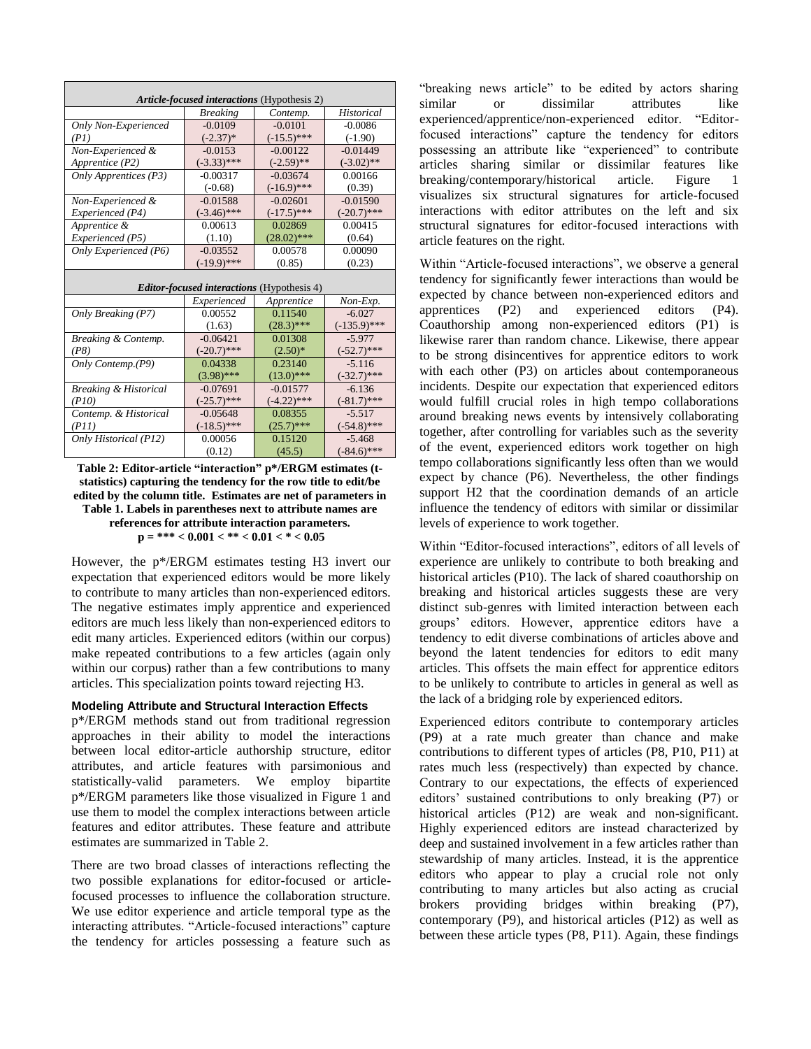| *Article-focused interactions* (Hypothesis 2) | | | |
|---|---|---|---|
| | *Breaking* | *Contemp.* | *Historical* |
| *Only Non-Experienced (P1)* | -0.0109 (-2.37)* | -0.0101 (-15.5)*** | -0.0086 (-1.90) |
| *Non-Experienced & Apprentice (P2)* | -0.0153 (-3.33)*** | -0.00122 (-2.59)** | -0.01449 (-3.02)** |
| *Only Apprentices (P3)* | -0.00317 (-0.68) | -0.03674 (-16.9)*** | 0.00166 (0.39) |
| *Non-Experienced & Experienced (P4)* | -0.01588 (-3.46)*** | -0.02601 (-17.5)*** | -0.01590 (-20.7)*** |
| *Apprentice & Experienced (P5)* | 0.00613 (1.10) | 0.02869 (28.02)*** | 0.00415 (0.64) |
| *Only Experienced (P6)* | -0.03552 (-19.9)*** | 0.00578 (0.85) | 0.00090 (0.23) |

| *Editor-focused interactions* (Hypothesis 4) | | | |
|---|---|---|---|
| | *Experienced* | *Apprentice* | *Non-Exp.* |
| *Only Breaking (P7)* | 0.00552 (1.63) | 0.11540 (28.3)*** | -6.027 (-135.9)*** |
| *Breaking & Contemp. (P8)* | -0.06421 (-20.7)*** | 0.01308 (2.50)* | -5.977 (-52.7)*** |
| *Only Contemp.(P9)* | 0.04338 (3.98)*** | 0.23140 (13.0)*** | -5.116 (-32.7)*** |
| *Breaking & Historical (P10)* | -0.07691 (-25.7)*** | -0.01577 (-4.22)*** | -6.136 (-81.7)*** |
| *Contemp. & Historical (P11)* | -0.05648 (-18.5)*** | 0.08355 (25.7)*** | -5.517 (-54.8)*** |
| *Only Historical (P12)* | 0.00056 (0.12) | 0.15120 (45.5) | -5.468 (-84.6)*** |

**Table 2: Editor-article "interaction" p\*/ERGM estimates (t-statistics) capturing the tendency for the row title to edit/be edited by the column title. Estimates are net of parameters in Table 1. Labels in parentheses next to attribute names are references for attribute interaction parameters. p = *** < 0.001 < ** < 0.01 < * < 0.05**

However, the p*/ERGM estimates testing H3 invert our expectation that experienced editors would be more likely to contribute to many articles than non-experienced editors. The negative estimates imply apprentice and experienced editors are much less likely than non-experienced editors to edit many articles. Experienced editors (within our corpus) make repeated contributions to a few articles (again only within our corpus) rather than a few contributions to many articles. This specialization points toward rejecting H3.

#### Modeling Attribute and Structural Interaction Effects

p*/ERGM methods stand out from traditional regression approaches in their ability to model the interactions between local editor-article authorship structure, editor attributes, and article features with parsimonious and statistically-valid parameters. We employ bipartite p*/ERGM parameters like those visualized in Figure 1 and use them to model the complex interactions between article features and editor attributes. These feature and attribute estimates are summarized in Table 2.

There are two broad classes of interactions reflecting the two possible explanations for editor-focused or article-focused processes to influence the collaboration structure. We use editor experience and article temporal type as the interacting attributes. "Article-focused interactions" capture the tendency for articles possessing a feature such as "breaking news article" to be edited by actors sharing similar or dissimilar attributes like experienced/apprentice/non-experienced editor. "Editor-focused interactions" capture the tendency for editors possessing an attribute like "experienced" to contribute articles sharing similar or dissimilar features like breaking/contemporary/historical article. Figure 1 visualizes six structural signatures for article-focused interactions with editor attributes on the left and six structural signatures for editor-focused interactions with article features on the right.

Within "Article-focused interactions", we observe a general tendency for significantly fewer interactions than would be expected by chance between non-experienced editors and apprentices (P2) and experienced editors (P4). Coauthorship among non-experienced editors (P1) is likewise rarer than random chance. Likewise, there appear to be strong disincentives for apprentice editors to work with each other (P3) on articles about contemporaneous incidents. Despite our expectation that experienced editors would fulfill crucial roles in high tempo collaborations around breaking news events by intensively collaborating together, after controlling for variables such as the severity of the event, experienced editors work together on high tempo collaborations significantly less often than we would expect by chance (P6). Nevertheless, the other findings support H2 that the coordination demands of an article influence the tendency of editors with similar or dissimilar levels of experience to work together.

Within "Editor-focused interactions", editors of all levels of experience are unlikely to contribute to both breaking and historical articles (P10). The lack of shared coauthorship on breaking and historical articles suggests these are very distinct sub-genres with limited interaction between each groups' editors. However, apprentice editors have a tendency to edit diverse combinations of articles above and beyond the latent tendencies for editors to edit many articles. This offsets the main effect for apprentice editors to be unlikely to contribute to articles in general as well as the lack of a bridging role by experienced editors.

Experienced editors contribute to contemporary articles (P9) at a rate much greater than chance and make contributions to different types of articles (P8, P10, P11) at rates much less (respectively) than expected by chance. Contrary to our expectations, the effects of experienced editors' sustained contributions to only breaking (P7) or historical articles (P12) are weak and non-significant. Highly experienced editors are instead characterized by deep and sustained involvement in a few articles rather than stewardship of many articles. Instead, it is the apprentice editors who appear to play a crucial role not only contributing to many articles but also acting as crucial brokers providing bridges within breaking (P7), contemporary (P9), and historical articles (P12) as well as between these article types (P8, P11). Again, these findings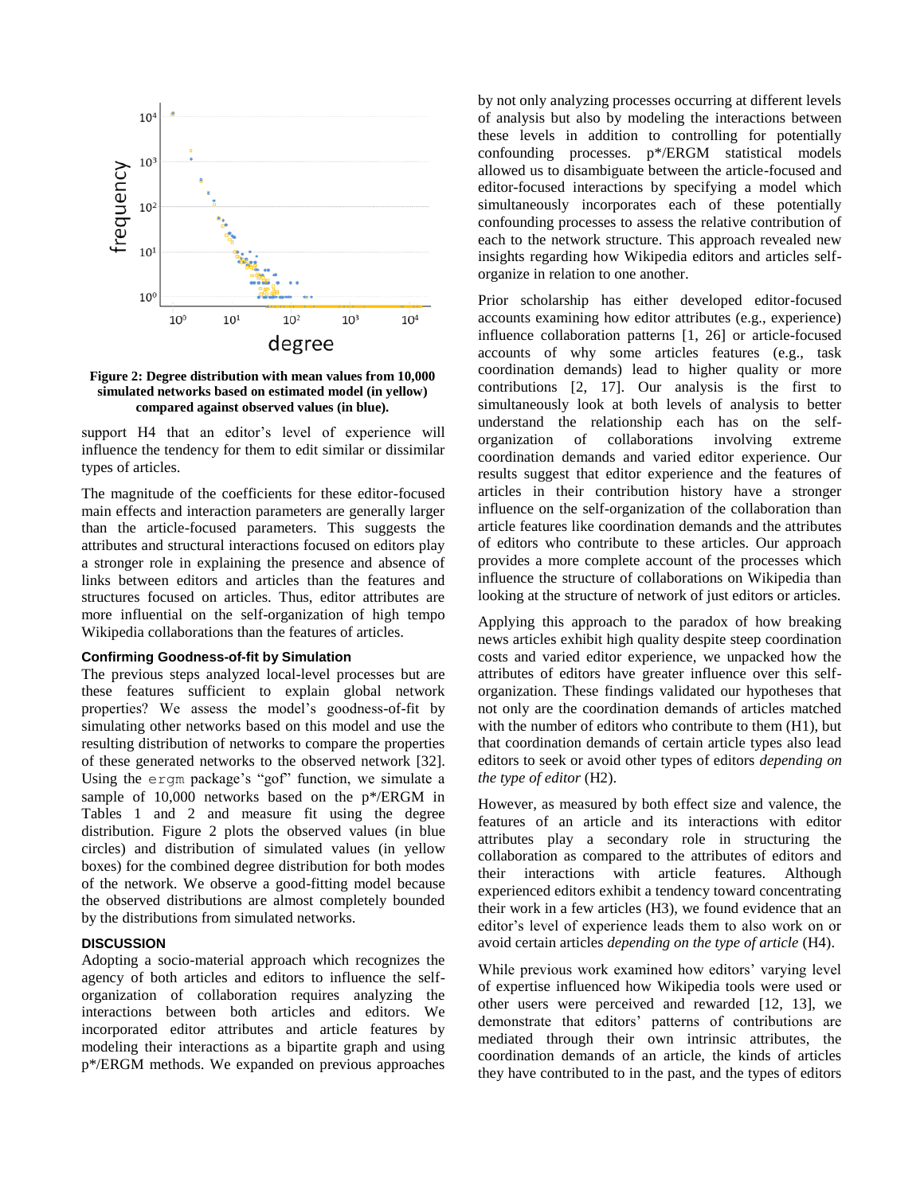**Figure 2: Degree distribution with mean values from 10,000 simulated networks based on estimated model (in yellow) compared against observed values (in blue).**

support H4 that an editor's level of experience will influence the tendency for them to edit similar or dissimilar types of articles.

The magnitude of the coefficients for these editor-focused main effects and interaction parameters are generally larger than the article-focused parameters. This suggests the attributes and structural interactions focused on editors play a stronger role in explaining the presence and absence of links between editors and articles than the features and structures focused on articles. Thus, editor attributes are more influential on the self-organization of high tempo Wikipedia collaborations than the features of articles.

### Confirming Goodness-of-fit by Simulation

The previous steps analyzed local-level processes but are these features sufficient to explain global network properties? We assess the model's goodness-of-fit by simulating other networks based on this model and use the resulting distribution of networks to compare the properties of these generated networks to the observed network [32]. Using the `ergm` package's "gof" function, we simulate a sample of 10,000 networks based on the p*/ERGM in Tables 1 and 2 and measure fit using the degree distribution. Figure 2 plots the observed values (in blue circles) and distribution of simulated values (in yellow boxes) for the combined degree distribution for both modes of the network. We observe a good-fitting model because the observed distributions are almost completely bounded by the distributions from simulated networks.

## DISCUSSION

Adopting a socio-material approach which recognizes the agency of both articles and editors to influence the self-organization of collaboration requires analyzing the interactions between both articles and editors. We incorporated editor attributes and article features by modeling their interactions as a bipartite graph and using p*/ERGM methods. We expanded on previous approaches by not only analyzing processes occurring at different levels of analysis but also by modeling the interactions between these levels in addition to controlling for potentially confounding processes. p*/ERGM statistical models allowed us to disambiguate between the article-focused and editor-focused interactions by specifying a model which simultaneously incorporates each of these potentially confounding processes to assess the relative contribution of each to the network structure. This approach revealed new insights regarding how Wikipedia editors and articles self-organize in relation to one another.

Prior scholarship has either developed editor-focused accounts examining how editor attributes (e.g., experience) influence collaboration patterns [1, 26] or article-focused accounts of why some articles features (e.g., task coordination demands) lead to higher quality or more contributions [2, 17]. Our analysis is the first to simultaneously look at both levels of analysis to better understand the relationship each has on the self-organization of collaborations involving extreme coordination demands and varied editor experience. Our results suggest that editor experience and the features of articles in their contribution history have a stronger influence on the self-organization of the collaboration than article features like coordination demands and the attributes of editors who contribute to these articles. Our approach provides a more complete account of the processes which influence the structure of collaborations on Wikipedia than looking at the structure of network of just editors or articles.

Applying this approach to the paradox of how breaking news articles exhibit high quality despite steep coordination costs and varied editor experience, we unpacked how the attributes of editors have greater influence over this self-organization. These findings validated our hypotheses that not only are the coordination demands of articles matched with the number of editors who contribute to them (H1), but that coordination demands of certain article types also lead editors to seek or avoid other types of editors *depending on the type of editor* (H2).

However, as measured by both effect size and valence, the features of an article and its interactions with editor attributes play a secondary role in structuring the collaboration as compared to the attributes of editors and their interactions with article features. Although experienced editors exhibit a tendency toward concentrating their work in a few articles (H3), we found evidence that an editor's level of experience leads them to also work on or avoid certain articles *depending on the type of article* (H4).

While previous work examined how editors' varying level of expertise influenced how Wikipedia tools were used or other users were perceived and rewarded [12, 13], we demonstrate that editors' patterns of contributions are mediated through their own intrinsic attributes, the coordination demands of an article, the kinds of articles they have contributed to in the past, and the types of editors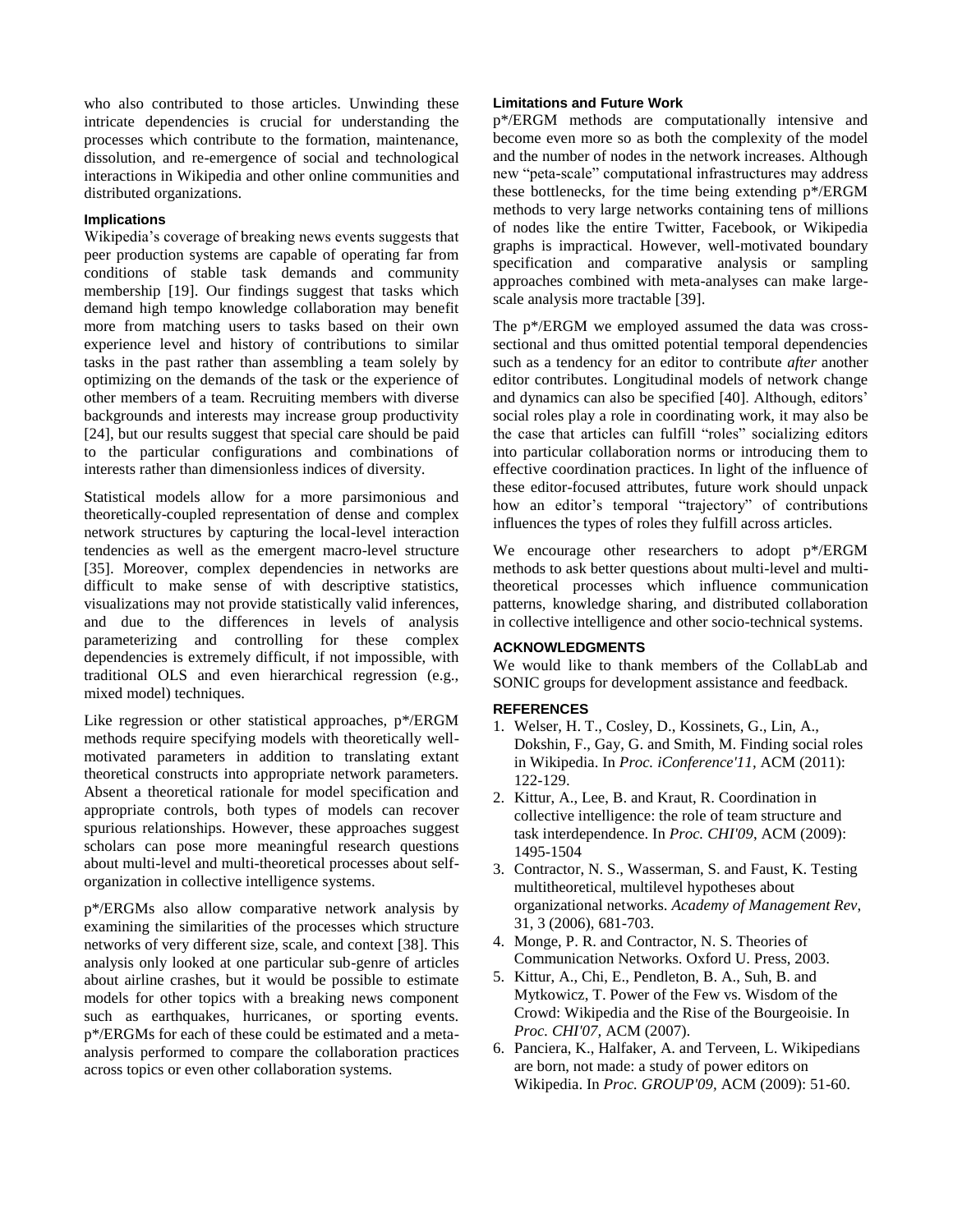who also contributed to those articles. Unwinding these intricate dependencies is crucial for understanding the processes which contribute to the formation, maintenance, dissolution, and re-emergence of social and technological interactions in Wikipedia and other online communities and distributed organizations.

### Implications

Wikipedia's coverage of breaking news events suggests that peer production systems are capable of operating far from conditions of stable task demands and community membership [19]. Our findings suggest that tasks which demand high tempo knowledge collaboration may benefit more from matching users to tasks based on their own experience level and history of contributions to similar tasks in the past rather than assembling a team solely by optimizing on the demands of the task or the experience of other members of a team. Recruiting members with diverse backgrounds and interests may increase group productivity [24], but our results suggest that special care should be paid to the particular configurations and combinations of interests rather than dimensionless indices of diversity.

Statistical models allow for a more parsimonious and theoretically-coupled representation of dense and complex network structures by capturing the local-level interaction tendencies as well as the emergent macro-level structure [35]. Moreover, complex dependencies in networks are difficult to make sense of with descriptive statistics, visualizations may not provide statistically valid inferences, and due to the differences in levels of analysis parameterizing and controlling for these complex dependencies is extremely difficult, if not impossible, with traditional OLS and even hierarchical regression (e.g., mixed model) techniques.

Like regression or other statistical approaches, p*/ERGM methods require specifying models with theoretically well-motivated parameters in addition to translating extant theoretical constructs into appropriate network parameters. Absent a theoretical rationale for model specification and appropriate controls, both types of models can recover spurious relationships. However, these approaches suggest scholars can pose more meaningful research questions about multi-level and multi-theoretical processes about self-organization in collective intelligence systems.

p*/ERGMs also allow comparative network analysis by examining the similarities of the processes which structure networks of very different size, scale, and context [38]. This analysis only looked at one particular sub-genre of articles about airline crashes, but it would be possible to estimate models for other topics with a breaking news component such as earthquakes, hurricanes, or sporting events. p*/ERGMs for each of these could be estimated and a meta-analysis performed to compare the collaboration practices across topics or even other collaboration systems.

### Limitations and Future Work

p*/ERGM methods are computationally intensive and become even more so as both the complexity of the model and the number of nodes in the network increases. Although new "peta-scale" computational infrastructures may address these bottlenecks, for the time being extending p*/ERGM methods to very large networks containing tens of millions of nodes like the entire Twitter, Facebook, or Wikipedia graphs is impractical. However, well-motivated boundary specification and comparative analysis or sampling approaches combined with meta-analyses can make large-scale analysis more tractable [39].

The p*/ERGM we employed assumed the data was cross-sectional and thus omitted potential temporal dependencies such as a tendency for an editor to contribute *after* another editor contributes. Longitudinal models of network change and dynamics can also be specified [40]. Although, editors' social roles play a role in coordinating work, it may also be the case that articles can fulfill "roles" socializing editors into particular collaboration norms or introducing them to effective coordination practices. In light of the influence of these editor-focused attributes, future work should unpack how an editor's temporal "trajectory" of contributions influences the types of roles they fulfill across articles.

We encourage other researchers to adopt p*/ERGM methods to ask better questions about multi-level and multi-theoretical processes which influence communication patterns, knowledge sharing, and distributed collaboration in collective intelligence and other socio-technical systems.

## ACKNOWLEDGMENTS

We would like to thank members of the CollabLab and SONIC groups for development assistance and feedback.

## REFERENCES

1. Welser, H. T., Cosley, D., Kossinets, G., Lin, A., Dokshin, F., Gay, G. and Smith, M. Finding social roles in Wikipedia. In *Proc. iConference'11*, ACM (2011): 122-129.
2. Kittur, A., Lee, B. and Kraut, R. Coordination in collective intelligence: the role of team structure and task interdependence. In *Proc. CHI'09*, ACM (2009): 1495-1504
3. Contractor, N. S., Wasserman, S. and Faust, K. Testing multitheoretical, multilevel hypotheses about organizational networks. *Academy of Management Rev*, 31, 3 (2006), 681-703.
4. Monge, P. R. and Contractor, N. S. Theories of Communication Networks. Oxford U. Press, 2003.
5. Kittur, A., Chi, E., Pendleton, B. A., Suh, B. and Mytkowicz, T. Power of the Few vs. Wisdom of the Crowd: Wikipedia and the Rise of the Bourgeoisie. In *Proc. CHI'07*, ACM (2007).
6. Panciera, K., Halfaker, A. and Terveen, L. Wikipedians are born, not made: a study of power editors on Wikipedia. In *Proc. GROUP'09*, ACM (2009): 51-60.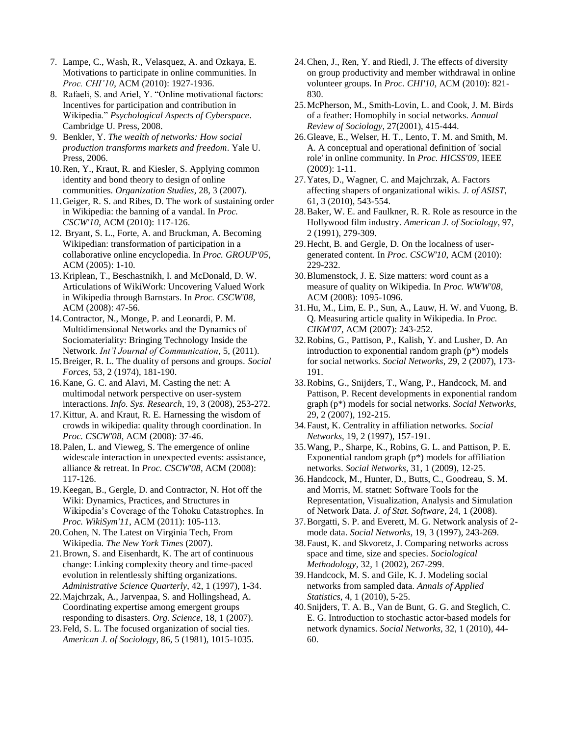7. Lampe, C., Wash, R., Velasquez, A. and Ozkaya, E. Motivations to participate in online communities. In *Proc. CHI'10*, ACM (2010): 1927-1936.
8. Rafaeli, S. and Ariel, Y. "Online motivational factors: Incentives for participation and contribution in Wikipedia." *Psychological Aspects of Cyberspace*. Cambridge U. Press, 2008.
9. Benkler, Y. *The wealth of networks: How social production transforms markets and freedom*. Yale U. Press, 2006.
10. Ren, Y., Kraut, R. and Kiesler, S. Applying common identity and bond theory to design of online communities. *Organization Studies*, 28, 3 (2007).
11. Geiger, R. S. and Ribes, D. The work of sustaining order in Wikipedia: the banning of a vandal. In *Proc. CSCW'10*, ACM (2010): 117-126.
12. Bryant, S. L., Forte, A. and Bruckman, A. Becoming Wikipedian: transformation of participation in a collaborative online encyclopedia. In *Proc. GROUP'05*, ACM (2005): 1-10.
13. Kriplean, T., Beschastnikh, I. and McDonald, D. W. Articulations of WikiWork: Uncovering Valued Work in Wikipedia through Barnstars. In *Proc. CSCW'08*, ACM (2008): 47-56.
14. Contractor, N., Monge, P. and Leonardi, P. M. Multidimensional Networks and the Dynamics of Sociomateriality: Bringing Technology Inside the Network. *Int'l Journal of Communication*, 5, (2011).
15. Breiger, R. L. The duality of persons and groups. *Social Forces*, 53, 2 (1974), 181-190.
16. Kane, G. C. and Alavi, M. Casting the net: A multimodal network perspective on user-system interactions. *Info. Sys. Research*, 19, 3 (2008), 253-272.
17. Kittur, A. and Kraut, R. E. Harnessing the wisdom of crowds in wikipedia: quality through coordination. In *Proc. CSCW'08*, ACM (2008): 37-46.
18. Palen, L. and Vieweg, S. The emergence of online widescale interaction in unexpected events: assistance, alliance & retreat. In *Proc. CSCW'08*, ACM (2008): 117-126.
19. Keegan, B., Gergle, D. and Contractor, N. Hot off the Wiki: Dynamics, Practices, and Structures in Wikipedia's Coverage of the Tohoku Catastrophes. In *Proc. WikiSym'11*, ACM (2011): 105-113.
20. Cohen, N. The Latest on Virginia Tech, From Wikipedia. *The New York Times* (2007).
21. Brown, S. and Eisenhardt, K. The art of continuous change: Linking complexity theory and time-paced evolution in relentlessly shifting organizations. *Administrative Science Quarterly*, 42, 1 (1997), 1-34.
22. Majchrzak, A., Jarvenpaa, S. and Hollingshead, A. Coordinating expertise among emergent groups responding to disasters. *Org. Science*, 18, 1 (2007).
23. Feld, S. L. The focused organization of social ties. *American J. of Sociology*, 86, 5 (1981), 1015-1035.
24. Chen, J., Ren, Y. and Riedl, J. The effects of diversity on group productivity and member withdrawal in online volunteer groups. In *Proc. CHI'10*, ACM (2010): 821-830.
25. McPherson, M., Smith-Lovin, L. and Cook, J. M. Birds of a feather: Homophily in social networks. *Annual Review of Sociology*, 27(2001), 415-444.
26. Gleave, E., Welser, H. T., Lento, T. M. and Smith, M. A. A conceptual and operational definition of 'social role' in online community. In *Proc. HICSS'09*, IEEE (2009): 1-11.
27. Yates, D., Wagner, C. and Majchrzak, A. Factors affecting shapers of organizational wikis. *J. of ASIST*, 61, 3 (2010), 543-554.
28. Baker, W. E. and Faulkner, R. R. Role as resource in the Hollywood film industry. *American J. of Sociology*, 97, 2 (1991), 279-309.
29. Hecht, B. and Gergle, D. On the localness of user-generated content. In *Proc. CSCW'10*, ACM (2010): 229-232.
30. Blumenstock, J. E. Size matters: word count as a measure of quality on Wikipedia. In *Proc. WWW'08*, ACM (2008): 1095-1096.
31. Hu, M., Lim, E. P., Sun, A., Lauw, H. W. and Vuong, B. Q. Measuring article quality in Wikipedia. In *Proc. CIKM'07*, ACM (2007): 243-252.
32. Robins, G., Pattison, P., Kalish, Y. and Lusher, D. An introduction to exponential random graph (p*) models for social networks. *Social Networks*, 29, 2 (2007), 173-191.
33. Robins, G., Snijders, T., Wang, P., Handcock, M. and Pattison, P. Recent developments in exponential random graph (p*) models for social networks. *Social Networks*, 29, 2 (2007), 192-215.
34. Faust, K. Centrality in affiliation networks. *Social Networks*, 19, 2 (1997), 157-191.
35. Wang, P., Sharpe, K., Robins, G. L. and Pattison, P. E. Exponential random graph (p*) models for affiliation networks. *Social Networks*, 31, 1 (2009), 12-25.
36. Handcock, M., Hunter, D., Butts, C., Goodreau, S. M. and Morris, M. statnet: Software Tools for the Representation, Visualization, Analysis and Simulation of Network Data. *J. of Stat. Software*, 24, 1 (2008).
37. Borgatti, S. P. and Everett, M. G. Network analysis of 2-mode data. *Social Networks*, 19, 3 (1997), 243-269.
38. Faust, K. and Skvoretz, J. Comparing networks across space and time, size and species. *Sociological Methodology*, 32, 1 (2002), 267-299.
39. Handcock, M. S. and Gile, K. J. Modeling social networks from sampled data. *Annals of Applied Statistics*, 4, 1 (2010), 5-25.
40. Snijders, T. A. B., Van de Bunt, G. G. and Steglich, C. E. G. Introduction to stochastic actor-based models for network dynamics. *Social Networks*, 32, 1 (2010), 44-60.